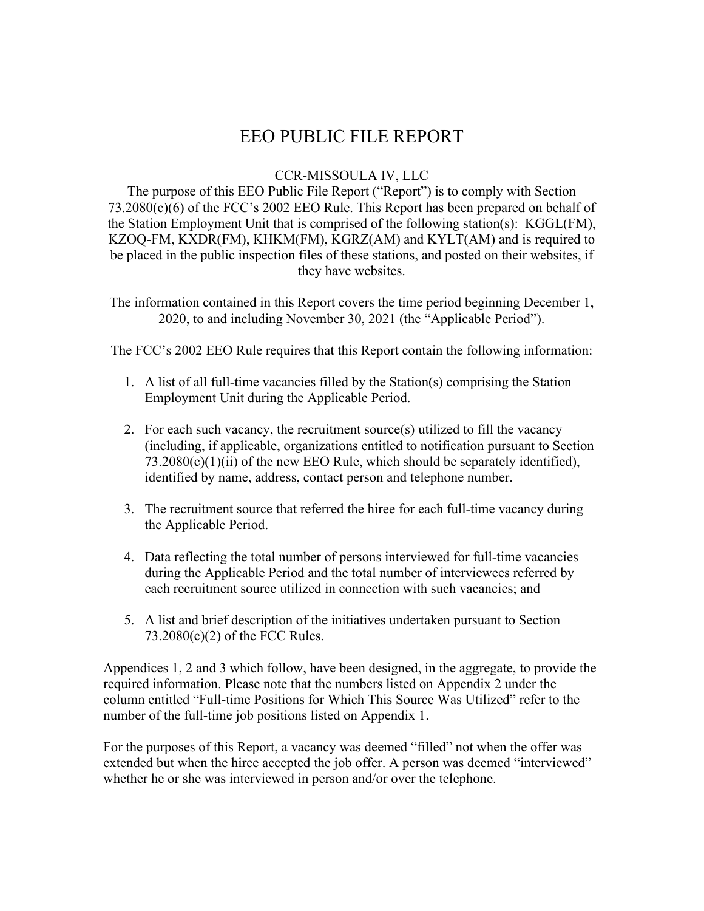# EEO PUBLIC FILE REPORT

CCR-MISSOULA IV, LLC

The purpose of this EEO Public File Report ("Report") is to comply with Section 73.2080(c)(6) of the FCC's 2002 EEO Rule. This Report has been prepared on behalf of the Station Employment Unit that is comprised of the following station(s): KGGL(FM), KZOQ-FM, KXDR(FM), KHKM(FM), KGRZ(AM) and KYLT(AM) and is required to be placed in the public inspection files of these stations, and posted on their websites, if they have websites.

The information contained in this Report covers the time period beginning December 1, 2020, to and including November 30, 2021 (the "Applicable Period").

The FCC's 2002 EEO Rule requires that this Report contain the following information:

1. A list of all full-time vacancies filled by the Station(s) comprising the Station Employment Unit during the Applicable Period.

2. For each such vacancy, the recruitment source(s) utilized to fill the vacancy (including, if applicable, organizations entitled to notification pursuant to Section 73.2080(c)(1)(ii) of the new EEO Rule, which should be separately identified), identified by name, address, contact person and telephone number.

3. The recruitment source that referred the hiree for each full-time vacancy during the Applicable Period.

4. Data reflecting the total number of persons interviewed for full-time vacancies during the Applicable Period and the total number of interviewees referred by each recruitment source utilized in connection with such vacancies; and

5. A list and brief description of the initiatives undertaken pursuant to Section 73.2080(c)(2) of the FCC Rules.

Appendices 1, 2 and 3 which follow, have been designed, in the aggregate, to provide the required information. Please note that the numbers listed on Appendix 2 under the column entitled "Full-time Positions for Which This Source Was Utilized" refer to the number of the full-time job positions listed on Appendix 1.

For the purposes of this Report, a vacancy was deemed "filled" not when the offer was extended but when the hiree accepted the job offer. A person was deemed "interviewed" whether he or she was interviewed in person and/or over the telephone.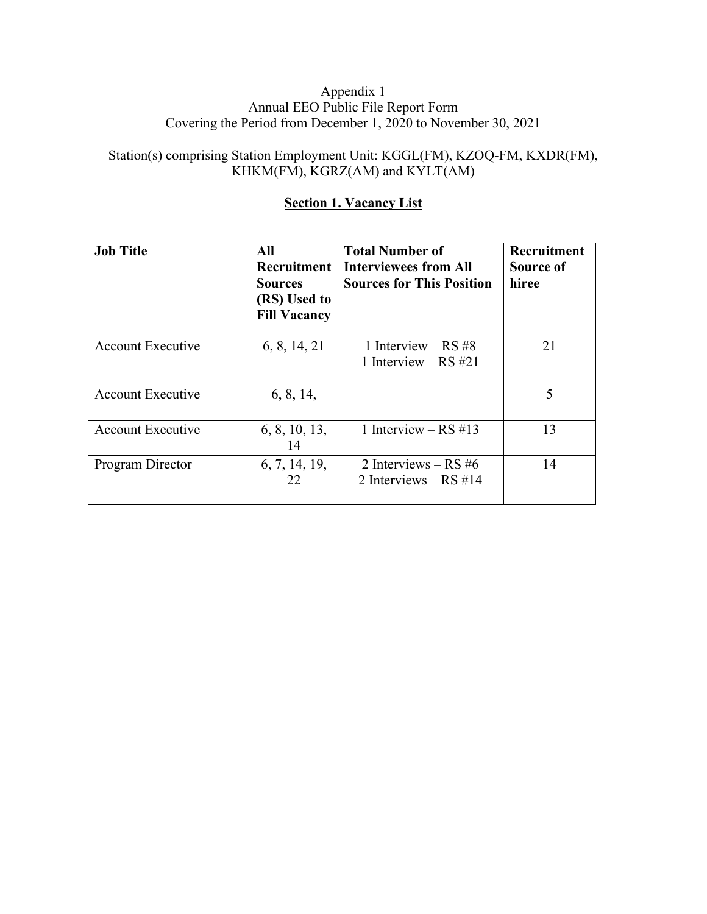Appendix 1
Annual EEO Public File Report Form
Covering the Period from December 1, 2020 to November 30, 2021

Station(s) comprising Station Employment Unit: KGGL(FM), KZOQ-FM, KXDR(FM), KHKM(FM), KGRZ(AM) and KYLT(AM)

## Section 1. Vacancy List

| Job Title | All Recruitment Sources (RS) Used to Fill Vacancy | Total Number of Interviewees from All Sources for This Position | Recruitment Source of hiree |
|---|---|---|---|
| Account Executive | 6, 8, 14, 21 | 1 Interview – RS #8<br>1 Interview – RS #21 | 21 |
| Account Executive | 6, 8, 14, | | 5 |
| Account Executive | 6, 8, 10, 13, 14 | 1 Interview – RS #13 | 13 |
| Program Director | 6, 7, 14, 19, 22 | 2 Interviews – RS #6<br>2 Interviews – RS #14 | 14 |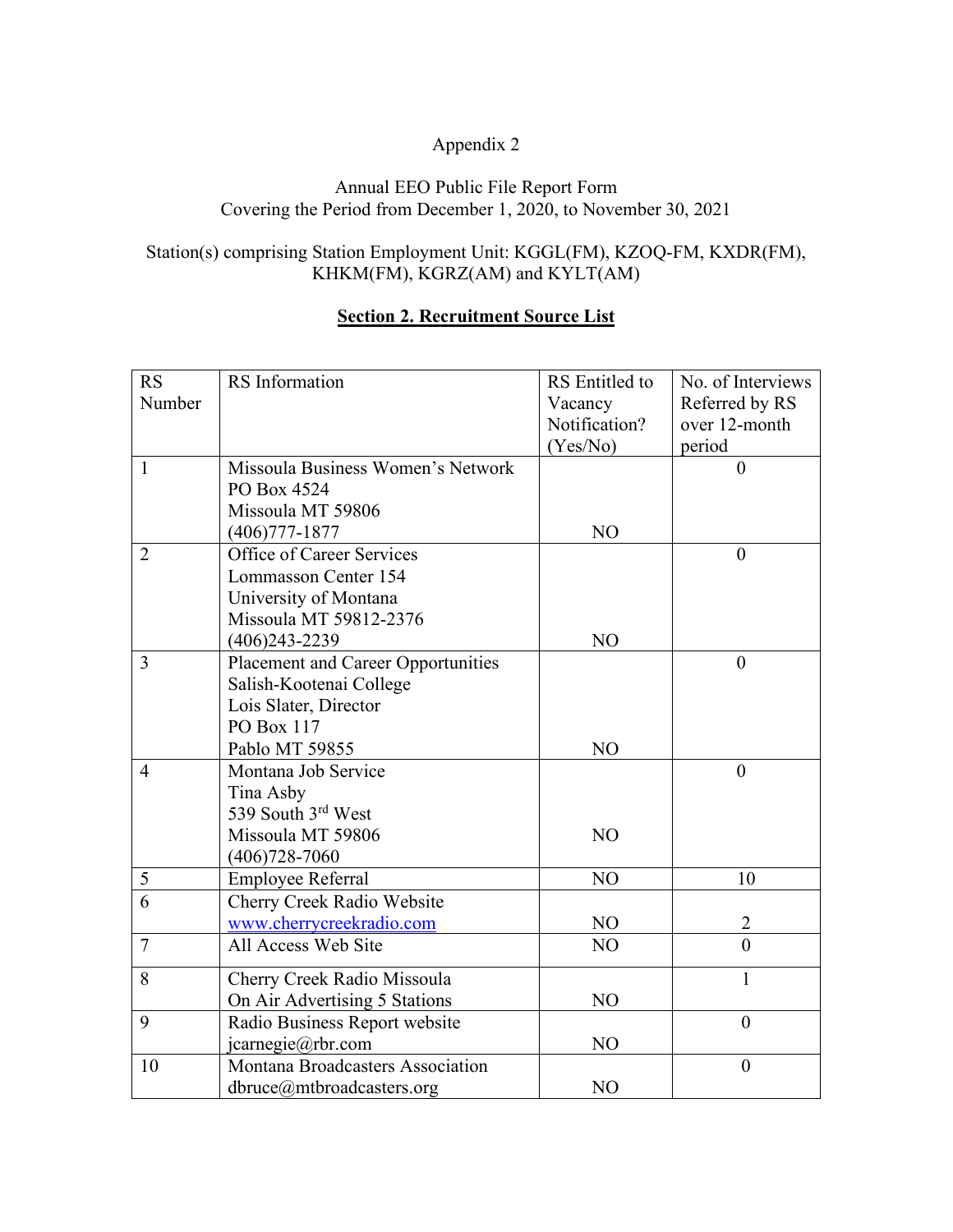Appendix 2

Annual EEO Public File Report Form
Covering the Period from December 1, 2020, to November 30, 2021

Station(s) comprising Station Employment Unit: KGGL(FM), KZOQ-FM, KXDR(FM), KHKM(FM), KGRZ(AM) and KYLT(AM)

## Section 2. Recruitment Source List

| RS Number | RS Information | RS Entitled to Vacancy Notification? (Yes/No) | No. of Interviews Referred by RS over 12-month period |
|---|---|---|---|
| 1 | Missoula Business Women's Network<br>PO Box 4524<br>Missoula MT 59806<br>(406)777-1877 | NO | 0 |
| 2 | Office of Career Services<br>Lommasson Center 154<br>University of Montana<br>Missoula MT 59812-2376<br>(406)243-2239 | NO | 0 |
| 3 | Placement and Career Opportunities<br>Salish-Kootenai College<br>Lois Slater, Director<br>PO Box 117<br>Pablo MT 59855 | NO | 0 |
| 4 | Montana Job Service<br>Tina Asby<br>539 South 3rd West<br>Missoula MT 59806<br>(406)728-7060 | NO | 0 |
| 5 | Employee Referral | NO | 10 |
| 6 | Cherry Creek Radio Website<br>www.cherrycreekradio.com | NO | 2 |
| 7 | All Access Web Site | NO | 0 |
| 8 | Cherry Creek Radio Missoula<br>On Air Advertising 5 Stations | NO | 1 |
| 9 | Radio Business Report website<br>jcarnegie@rbr.com | NO | 0 |
| 10 | Montana Broadcasters Association<br>dbruce@mtbroadcasters.org | NO | 0 |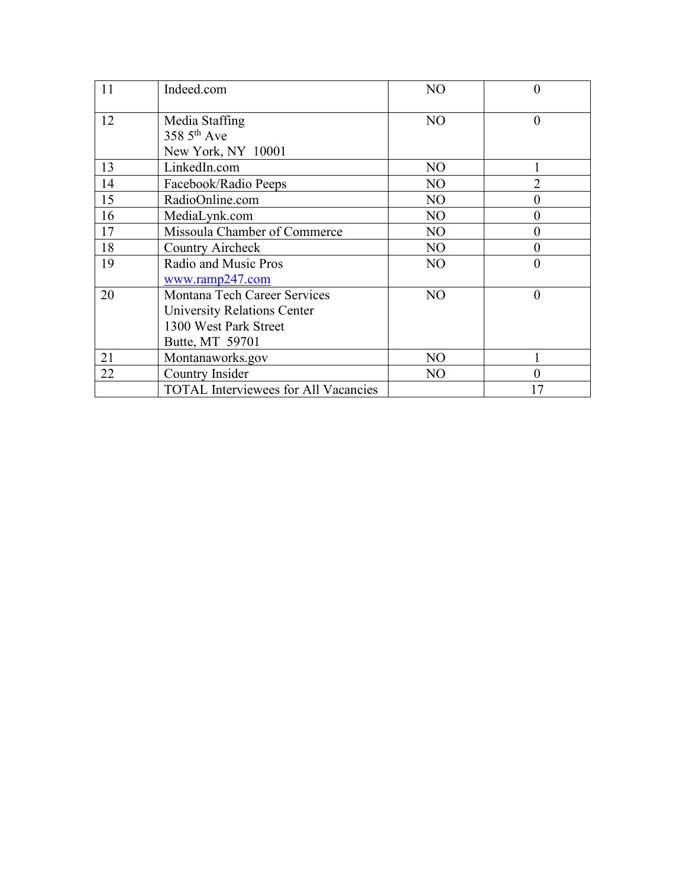| 11 | Indeed.com | NO | 0 |
|---|---|---|---|
| 12 | Media Staffing<br>358 5th Ave<br>New York, NY 10001 | NO | 0 |
| 13 | LinkedIn.com | NO | 1 |
| 14 | Facebook/Radio Peeps | NO | 2 |
| 15 | RadioOnline.com | NO | 0 |
| 16 | MediaLynk.com | NO | 0 |
| 17 | Missoula Chamber of Commerce | NO | 0 |
| 18 | Country Aircheck | NO | 0 |
| 19 | Radio and Music Pros<br>www.ramp247.com | NO | 0 |
| 20 | Montana Tech Career Services<br>University Relations Center<br>1300 West Park Street<br>Butte, MT 59701 | NO | 0 |
| 21 | Montanaworks.gov | NO | 1 |
| 22 | Country Insider | NO | 0 |
| | TOTAL Interviewees for All Vacancies | | 17 |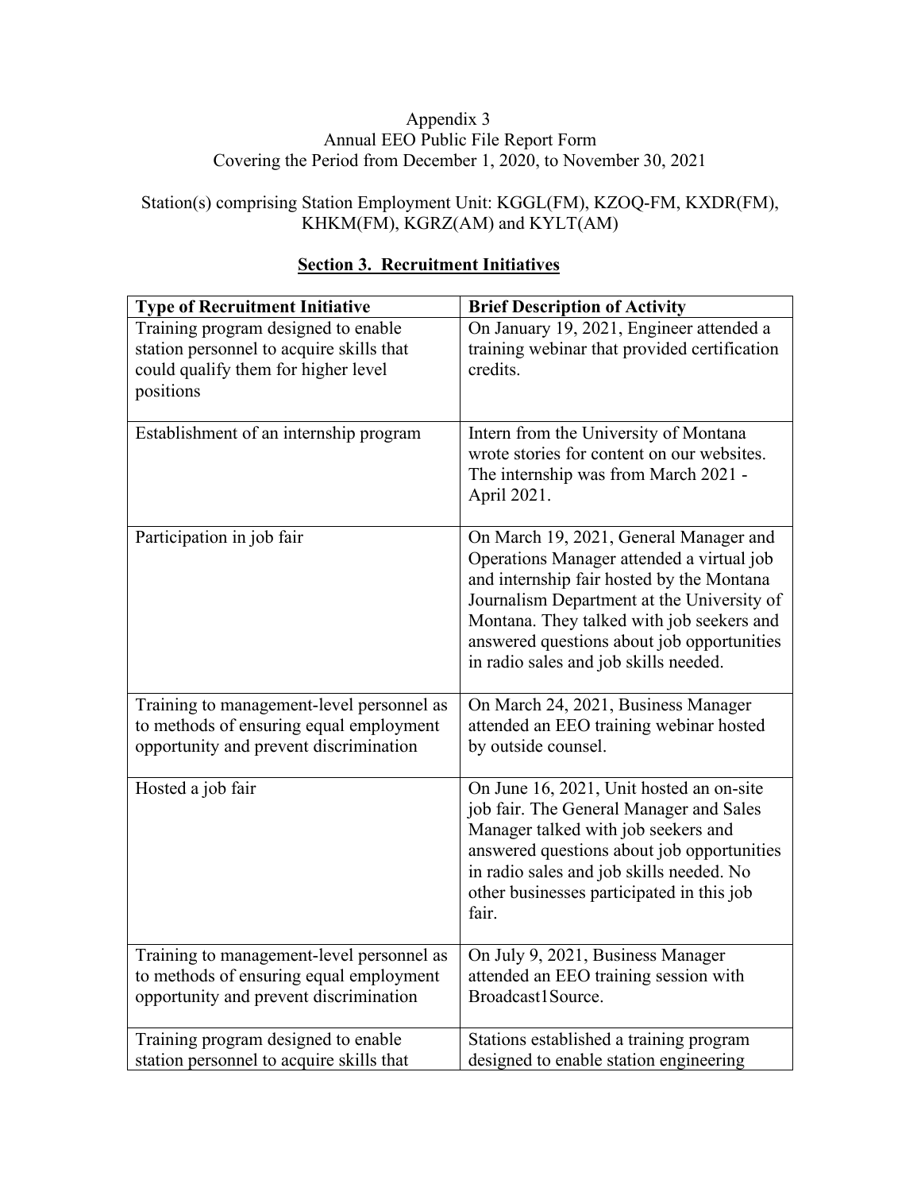Appendix 3
Annual EEO Public File Report Form
Covering the Period from December 1, 2020, to November 30, 2021

Station(s) comprising Station Employment Unit: KGGL(FM), KZOQ-FM, KXDR(FM), KHKM(FM), KGRZ(AM) and KYLT(AM)

## Section 3. Recruitment Initiatives

| Type of Recruitment Initiative | Brief Description of Activity |
|---|---|
| Training program designed to enable station personnel to acquire skills that could qualify them for higher level positions | On January 19, 2021, Engineer attended a training webinar that provided certification credits. |
| Establishment of an internship program | Intern from the University of Montana wrote stories for content on our websites. The internship was from March 2021 - April 2021. |
| Participation in job fair | On March 19, 2021, General Manager and Operations Manager attended a virtual job and internship fair hosted by the Montana Journalism Department at the University of Montana. They talked with job seekers and answered questions about job opportunities in radio sales and job skills needed. |
| Training to management-level personnel as to methods of ensuring equal employment opportunity and prevent discrimination | On March 24, 2021, Business Manager attended an EEO training webinar hosted by outside counsel. |
| Hosted a job fair | On June 16, 2021, Unit hosted an on-site job fair. The General Manager and Sales Manager talked with job seekers and answered questions about job opportunities in radio sales and job skills needed. No other businesses participated in this job fair. |
| Training to management-level personnel as to methods of ensuring equal employment opportunity and prevent discrimination | On July 9, 2021, Business Manager attended an EEO training session with Broadcast1Source. |
| Training program designed to enable station personnel to acquire skills that | Stations established a training program designed to enable station engineering |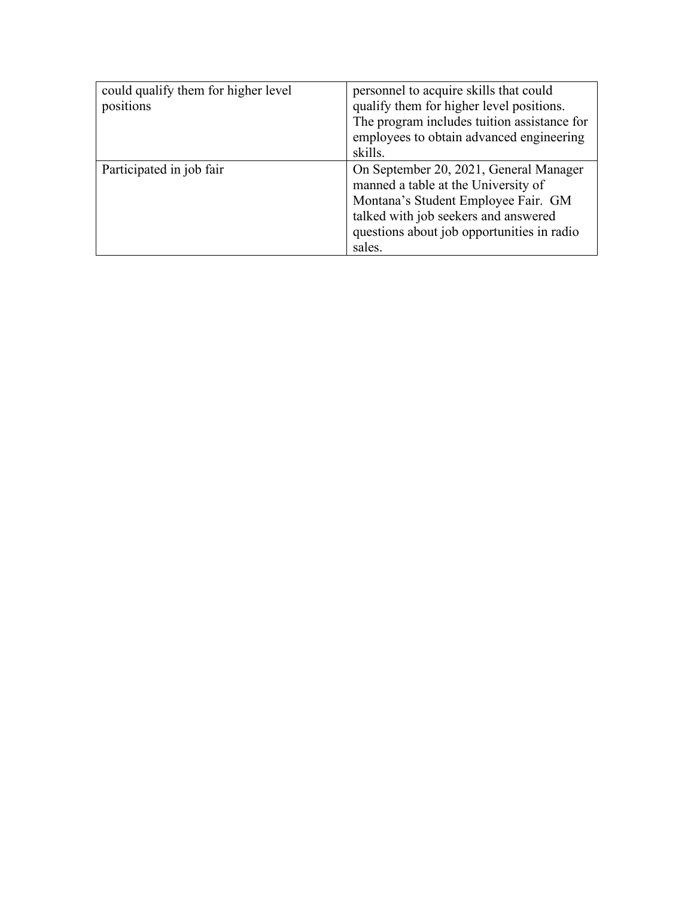| | |
|---|---|
| could qualify them for higher level positions | personnel to acquire skills that could qualify them for higher level positions. The program includes tuition assistance for employees to obtain advanced engineering skills. |
| Participated in job fair | On September 20, 2021, General Manager manned a table at the University of Montana's Student Employee Fair. GM talked with job seekers and answered questions about job opportunities in radio sales. |